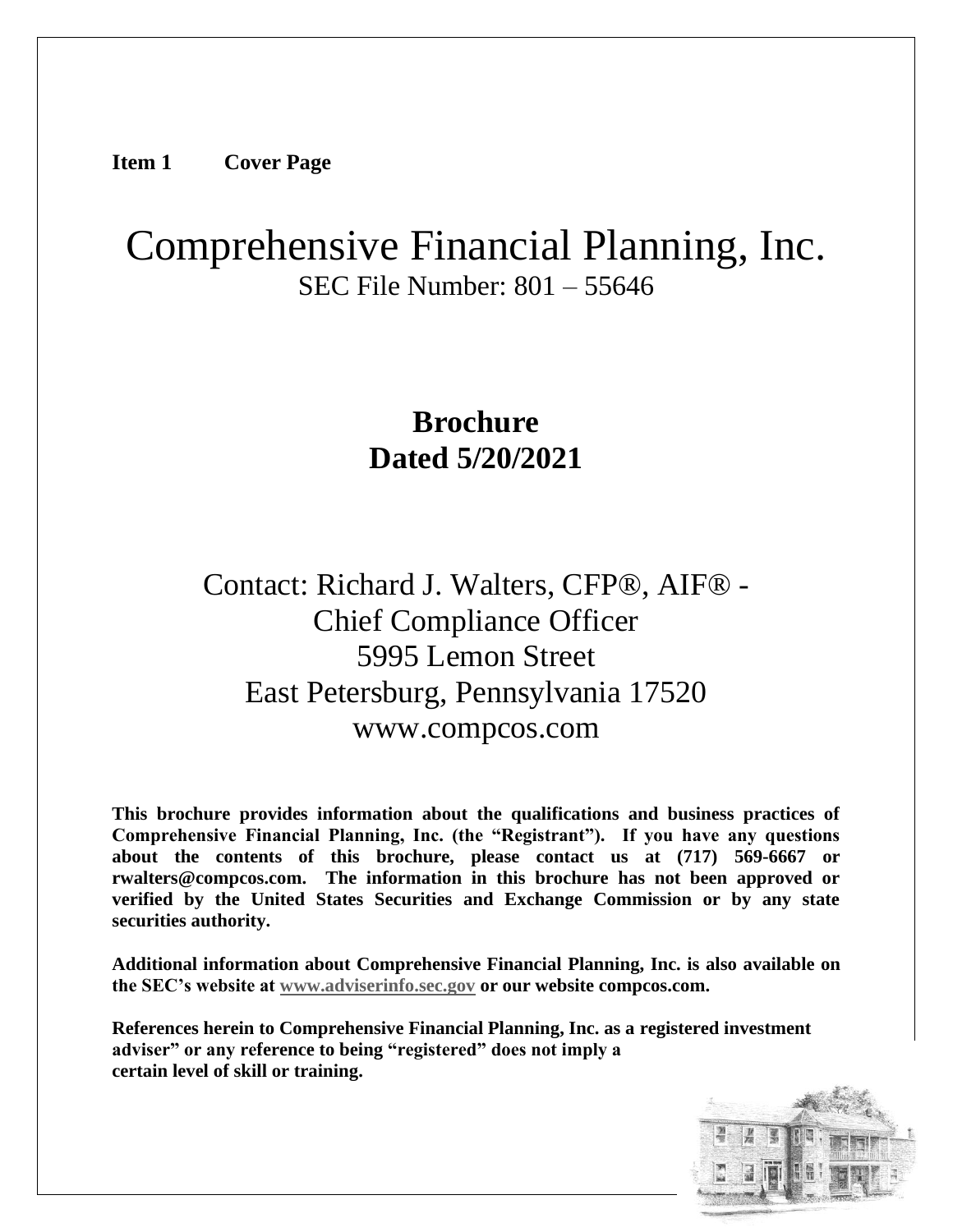**Item 1 Cover Page**

# Comprehensive Financial Planning, Inc.

SEC File Number: 801 – 55646

## Brochure
## Dated 5/20/2021

Contact: Richard J. Walters, CFP®, AIF® - Chief Compliance Officer
5995 Lemon Street
East Petersburg, Pennsylvania 17520
www.compcos.com

**This brochure provides information about the qualifications and business practices of Comprehensive Financial Planning, Inc. (the "Registrant"). If you have any questions about the contents of this brochure, please contact us at (717) 569-6667 or rwalters@compcos.com. The information in this brochure has not been approved or verified by the United States Securities and Exchange Commission or by any state securities authority.**

**Additional information about Comprehensive Financial Planning, Inc. is also available on the SEC's website at www.adviserinfo.sec.gov or our website compcos.com.**

**References herein to Comprehensive Financial Planning, Inc. as a registered investment adviser" or any reference to being "registered" does not imply a certain level of skill or training.**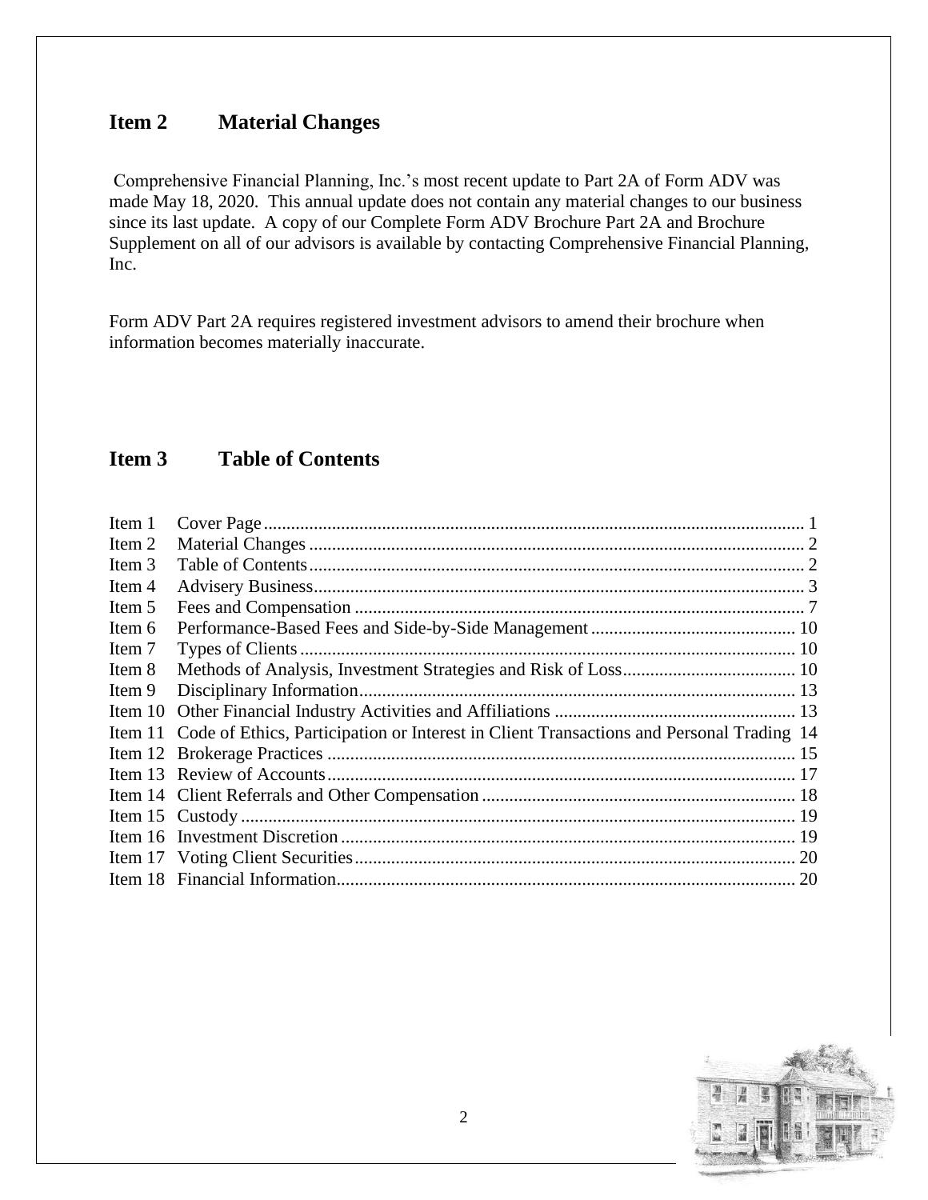## Item 2 Material Changes

Comprehensive Financial Planning, Inc.'s most recent update to Part 2A of Form ADV was made May 18, 2020. This annual update does not contain any material changes to our business since its last update. A copy of our Complete Form ADV Brochure Part 2A and Brochure Supplement on all of our advisors is available by contacting Comprehensive Financial Planning, Inc.

Form ADV Part 2A requires registered investment advisors to amend their brochure when information becomes materially inaccurate.

## Item 3 Table of Contents

| | | |
|---|---|---|
| Item 1 | Cover Page | 1 |
| Item 2 | Material Changes | 2 |
| Item 3 | Table of Contents | 2 |
| Item 4 | Advisery Business | 3 |
| Item 5 | Fees and Compensation | 7 |
| Item 6 | Performance-Based Fees and Side-by-Side Management | 10 |
| Item 7 | Types of Clients | 10 |
| Item 8 | Methods of Analysis, Investment Strategies and Risk of Loss | 10 |
| Item 9 | Disciplinary Information | 13 |
| Item 10 | Other Financial Industry Activities and Affiliations | 13 |
| Item 11 | Code of Ethics, Participation or Interest in Client Transactions and Personal Trading | 14 |
| Item 12 | Brokerage Practices | 15 |
| Item 13 | Review of Accounts | 17 |
| Item 14 | Client Referrals and Other Compensation | 18 |
| Item 15 | Custody | 19 |
| Item 16 | Investment Discretion | 19 |
| Item 17 | Voting Client Securities | 20 |
| Item 18 | Financial Information | 20 |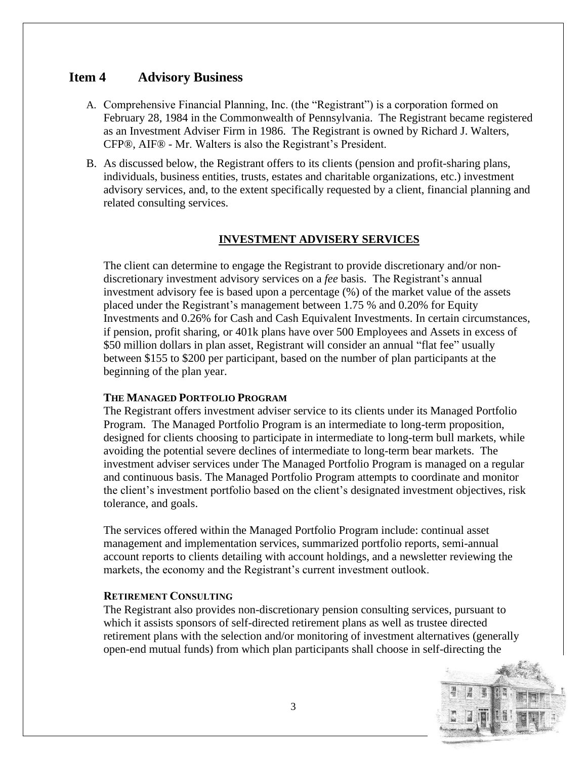## Item 4 Advisory Business

A. Comprehensive Financial Planning, Inc. (the "Registrant") is a corporation formed on February 28, 1984 in the Commonwealth of Pennsylvania. The Registrant became registered as an Investment Adviser Firm in 1986. The Registrant is owned by Richard J. Walters, CFP®, AIF® - Mr. Walters is also the Registrant's President.

B. As discussed below, the Registrant offers to its clients (pension and profit-sharing plans, individuals, business entities, trusts, estates and charitable organizations, etc.) investment advisory services, and, to the extent specifically requested by a client, financial planning and related consulting services.

**INVESTMENT ADVISERY SERVICES**

The client can determine to engage the Registrant to provide discretionary and/or non-discretionary investment advisory services on a *fee* basis. The Registrant's annual investment advisory fee is based upon a percentage (%) of the market value of the assets placed under the Registrant's management between 1.75 % and 0.20% for Equity Investments and 0.26% for Cash and Cash Equivalent Investments. In certain circumstances, if pension, profit sharing, or 401k plans have over 500 Employees and Assets in excess of $50 million dollars in plan asset, Registrant will consider an annual "flat fee" usually between $155 to $200 per participant, based on the number of plan participants at the beginning of the plan year.

**THE MANAGED PORTFOLIO PROGRAM**

The Registrant offers investment adviser service to its clients under its Managed Portfolio Program. The Managed Portfolio Program is an intermediate to long-term proposition, designed for clients choosing to participate in intermediate to long-term bull markets, while avoiding the potential severe declines of intermediate to long-term bear markets. The investment adviser services under The Managed Portfolio Program is managed on a regular and continuous basis. The Managed Portfolio Program attempts to coordinate and monitor the client's investment portfolio based on the client's designated investment objectives, risk tolerance, and goals.

The services offered within the Managed Portfolio Program include: continual asset management and implementation services, summarized portfolio reports, semi-annual account reports to clients detailing with account holdings, and a newsletter reviewing the markets, the economy and the Registrant's current investment outlook.

**RETIREMENT CONSULTING**

The Registrant also provides non-discretionary pension consulting services, pursuant to which it assists sponsors of self-directed retirement plans as well as trustee directed retirement plans with the selection and/or monitoring of investment alternatives (generally open-end mutual funds) from which plan participants shall choose in self-directing the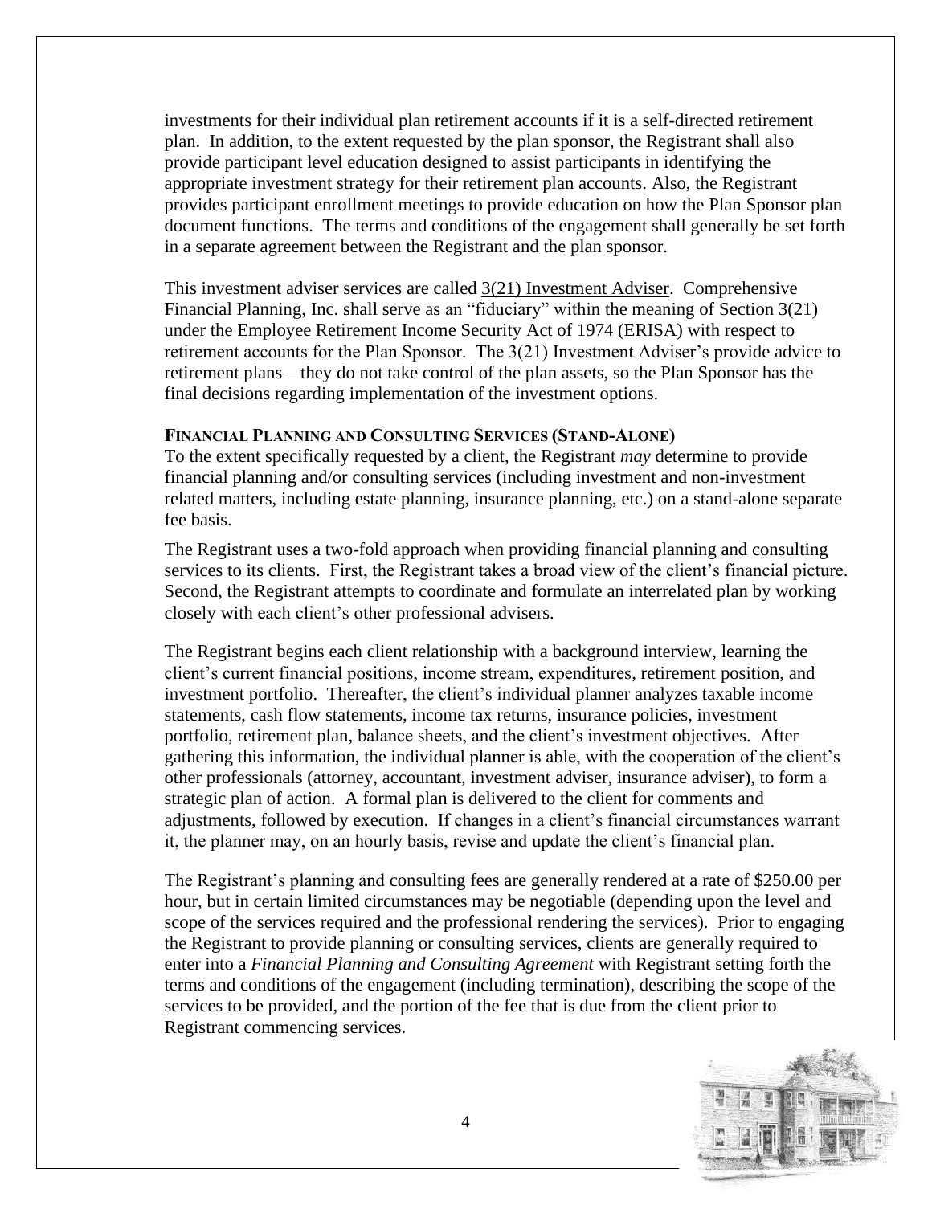investments for their individual plan retirement accounts if it is a self-directed retirement plan. In addition, to the extent requested by the plan sponsor, the Registrant shall also provide participant level education designed to assist participants in identifying the appropriate investment strategy for their retirement plan accounts. Also, the Registrant provides participant enrollment meetings to provide education on how the Plan Sponsor plan document functions. The terms and conditions of the engagement shall generally be set forth in a separate agreement between the Registrant and the plan sponsor.

This investment adviser services are called 3(21) Investment Adviser. Comprehensive Financial Planning, Inc. shall serve as an "fiduciary" within the meaning of Section 3(21) under the Employee Retirement Income Security Act of 1974 (ERISA) with respect to retirement accounts for the Plan Sponsor. The 3(21) Investment Adviser's provide advice to retirement plans – they do not take control of the plan assets, so the Plan Sponsor has the final decisions regarding implementation of the investment options.

**FINANCIAL PLANNING AND CONSULTING SERVICES (STAND-ALONE)**

To the extent specifically requested by a client, the Registrant *may* determine to provide financial planning and/or consulting services (including investment and non-investment related matters, including estate planning, insurance planning, etc.) on a stand-alone separate fee basis.

The Registrant uses a two-fold approach when providing financial planning and consulting services to its clients. First, the Registrant takes a broad view of the client's financial picture. Second, the Registrant attempts to coordinate and formulate an interrelated plan by working closely with each client's other professional advisers.

The Registrant begins each client relationship with a background interview, learning the client's current financial positions, income stream, expenditures, retirement position, and investment portfolio. Thereafter, the client's individual planner analyzes taxable income statements, cash flow statements, income tax returns, insurance policies, investment portfolio, retirement plan, balance sheets, and the client's investment objectives. After gathering this information, the individual planner is able, with the cooperation of the client's other professionals (attorney, accountant, investment adviser, insurance adviser), to form a strategic plan of action. A formal plan is delivered to the client for comments and adjustments, followed by execution. If changes in a client's financial circumstances warrant it, the planner may, on an hourly basis, revise and update the client's financial plan.

The Registrant's planning and consulting fees are generally rendered at a rate of $250.00 per hour, but in certain limited circumstances may be negotiable (depending upon the level and scope of the services required and the professional rendering the services). Prior to engaging the Registrant to provide planning or consulting services, clients are generally required to enter into a *Financial Planning and Consulting Agreement* with Registrant setting forth the terms and conditions of the engagement (including termination), describing the scope of the services to be provided, and the portion of the fee that is due from the client prior to Registrant commencing services.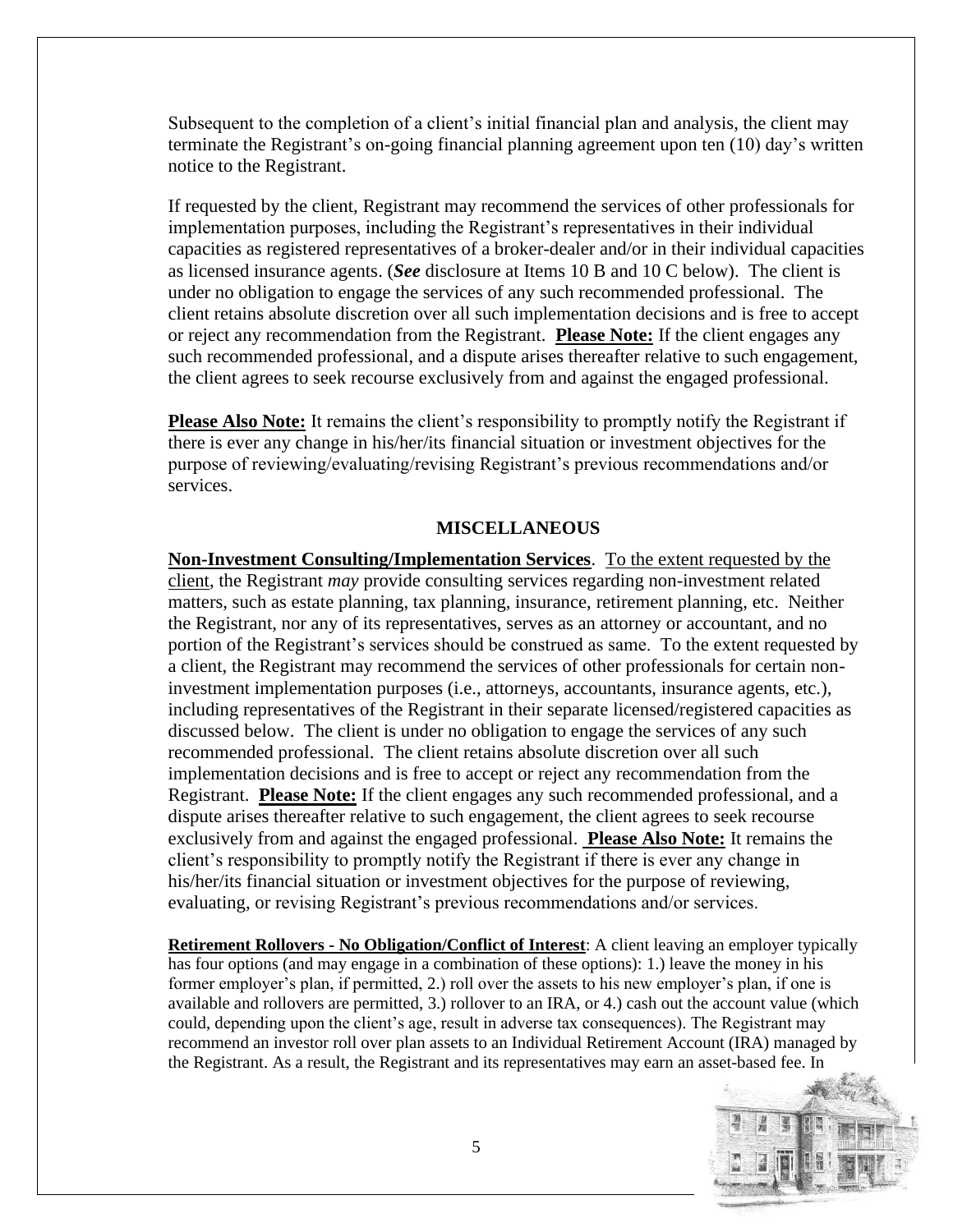Subsequent to the completion of a client's initial financial plan and analysis, the client may terminate the Registrant's on-going financial planning agreement upon ten (10) day's written notice to the Registrant.

If requested by the client, Registrant may recommend the services of other professionals for implementation purposes, including the Registrant's representatives in their individual capacities as registered representatives of a broker-dealer and/or in their individual capacities as licensed insurance agents. (***See*** disclosure at Items 10 B and 10 C below). The client is under no obligation to engage the services of any such recommended professional. The client retains absolute discretion over all such implementation decisions and is free to accept or reject any recommendation from the Registrant. **Please Note:** If the client engages any such recommended professional, and a dispute arises thereafter relative to such engagement, the client agrees to seek recourse exclusively from and against the engaged professional.

**Please Also Note:** It remains the client's responsibility to promptly notify the Registrant if there is ever any change in his/her/its financial situation or investment objectives for the purpose of reviewing/evaluating/revising Registrant's previous recommendations and/or services.

## MISCELLANEOUS

**Non-Investment Consulting/Implementation Services**. To the extent requested by the client, the Registrant *may* provide consulting services regarding non-investment related matters, such as estate planning, tax planning, insurance, retirement planning, etc. Neither the Registrant, nor any of its representatives, serves as an attorney or accountant, and no portion of the Registrant's services should be construed as same. To the extent requested by a client, the Registrant may recommend the services of other professionals for certain non-investment implementation purposes (i.e., attorneys, accountants, insurance agents, etc.), including representatives of the Registrant in their separate licensed/registered capacities as discussed below. The client is under no obligation to engage the services of any such recommended professional. The client retains absolute discretion over all such implementation decisions and is free to accept or reject any recommendation from the Registrant. **Please Note:** If the client engages any such recommended professional, and a dispute arises thereafter relative to such engagement, the client agrees to seek recourse exclusively from and against the engaged professional. **Please Also Note:** It remains the client's responsibility to promptly notify the Registrant if there is ever any change in his/her/its financial situation or investment objectives for the purpose of reviewing, evaluating, or revising Registrant's previous recommendations and/or services.

**Retirement Rollovers - No Obligation/Conflict of Interest**: A client leaving an employer typically has four options (and may engage in a combination of these options): 1.) leave the money in his former employer's plan, if permitted, 2.) roll over the assets to his new employer's plan, if one is available and rollovers are permitted, 3.) rollover to an IRA, or 4.) cash out the account value (which could, depending upon the client's age, result in adverse tax consequences). The Registrant may recommend an investor roll over plan assets to an Individual Retirement Account (IRA) managed by the Registrant. As a result, the Registrant and its representatives may earn an asset-based fee. In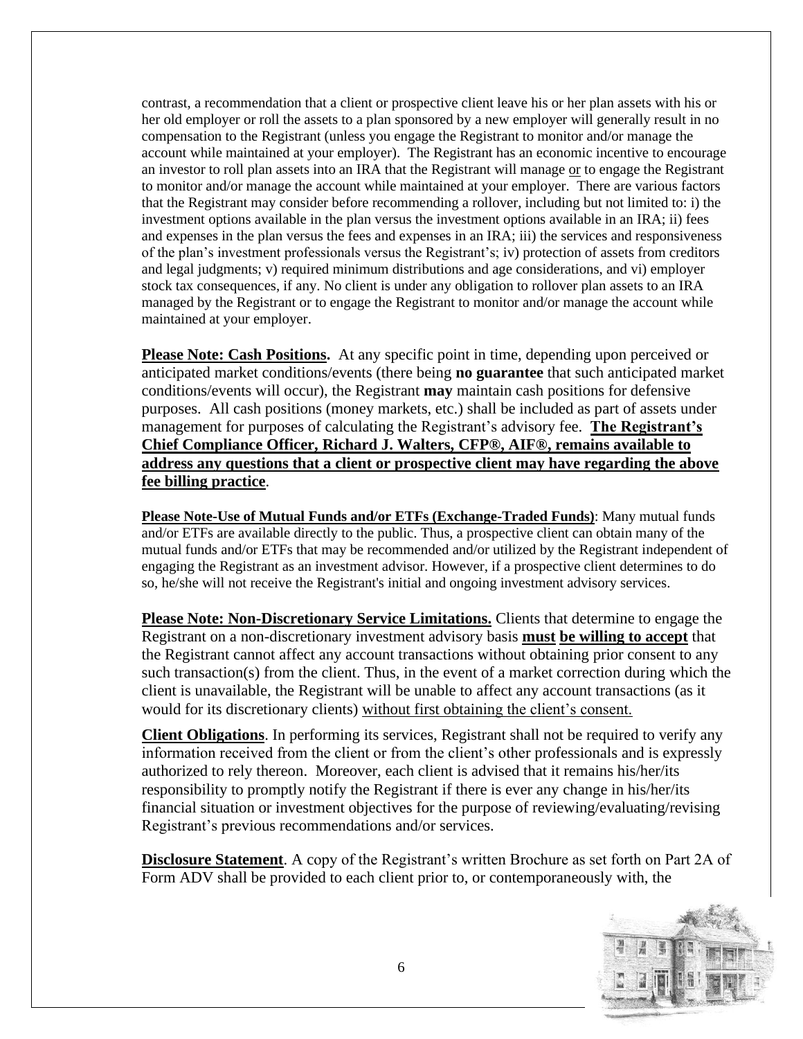contrast, a recommendation that a client or prospective client leave his or her plan assets with his or her old employer or roll the assets to a plan sponsored by a new employer will generally result in no compensation to the Registrant (unless you engage the Registrant to monitor and/or manage the account while maintained at your employer). The Registrant has an economic incentive to encourage an investor to roll plan assets into an IRA that the Registrant will manage or to engage the Registrant to monitor and/or manage the account while maintained at your employer. There are various factors that the Registrant may consider before recommending a rollover, including but not limited to: i) the investment options available in the plan versus the investment options available in an IRA; ii) fees and expenses in the plan versus the fees and expenses in an IRA; iii) the services and responsiveness of the plan's investment professionals versus the Registrant's; iv) protection of assets from creditors and legal judgments; v) required minimum distributions and age considerations, and vi) employer stock tax consequences, if any. No client is under any obligation to rollover plan assets to an IRA managed by the Registrant or to engage the Registrant to monitor and/or manage the account while maintained at your employer.

**Please Note: Cash Positions.** At any specific point in time, depending upon perceived or anticipated market conditions/events (there being **no guarantee** that such anticipated market conditions/events will occur), the Registrant **may** maintain cash positions for defensive purposes. All cash positions (money markets, etc.) shall be included as part of assets under management for purposes of calculating the Registrant's advisory fee. **The Registrant's Chief Compliance Officer, Richard J. Walters, CFP®, AIF®, remains available to address any questions that a client or prospective client may have regarding the above fee billing practice**.

**Please Note-Use of Mutual Funds and/or ETFs (Exchange-Traded Funds)**: Many mutual funds and/or ETFs are available directly to the public. Thus, a prospective client can obtain many of the mutual funds and/or ETFs that may be recommended and/or utilized by the Registrant independent of engaging the Registrant as an investment advisor. However, if a prospective client determines to do so, he/she will not receive the Registrant's initial and ongoing investment advisory services.

**Please Note: Non-Discretionary Service Limitations.** Clients that determine to engage the Registrant on a non-discretionary investment advisory basis **must be willing to accept** that the Registrant cannot affect any account transactions without obtaining prior consent to any such transaction(s) from the client. Thus, in the event of a market correction during which the client is unavailable, the Registrant will be unable to affect any account transactions (as it would for its discretionary clients) without first obtaining the client's consent.

**Client Obligations**. In performing its services, Registrant shall not be required to verify any information received from the client or from the client's other professionals and is expressly authorized to rely thereon. Moreover, each client is advised that it remains his/her/its responsibility to promptly notify the Registrant if there is ever any change in his/her/its financial situation or investment objectives for the purpose of reviewing/evaluating/revising Registrant's previous recommendations and/or services.

**Disclosure Statement**. A copy of the Registrant's written Brochure as set forth on Part 2A of Form ADV shall be provided to each client prior to, or contemporaneously with, the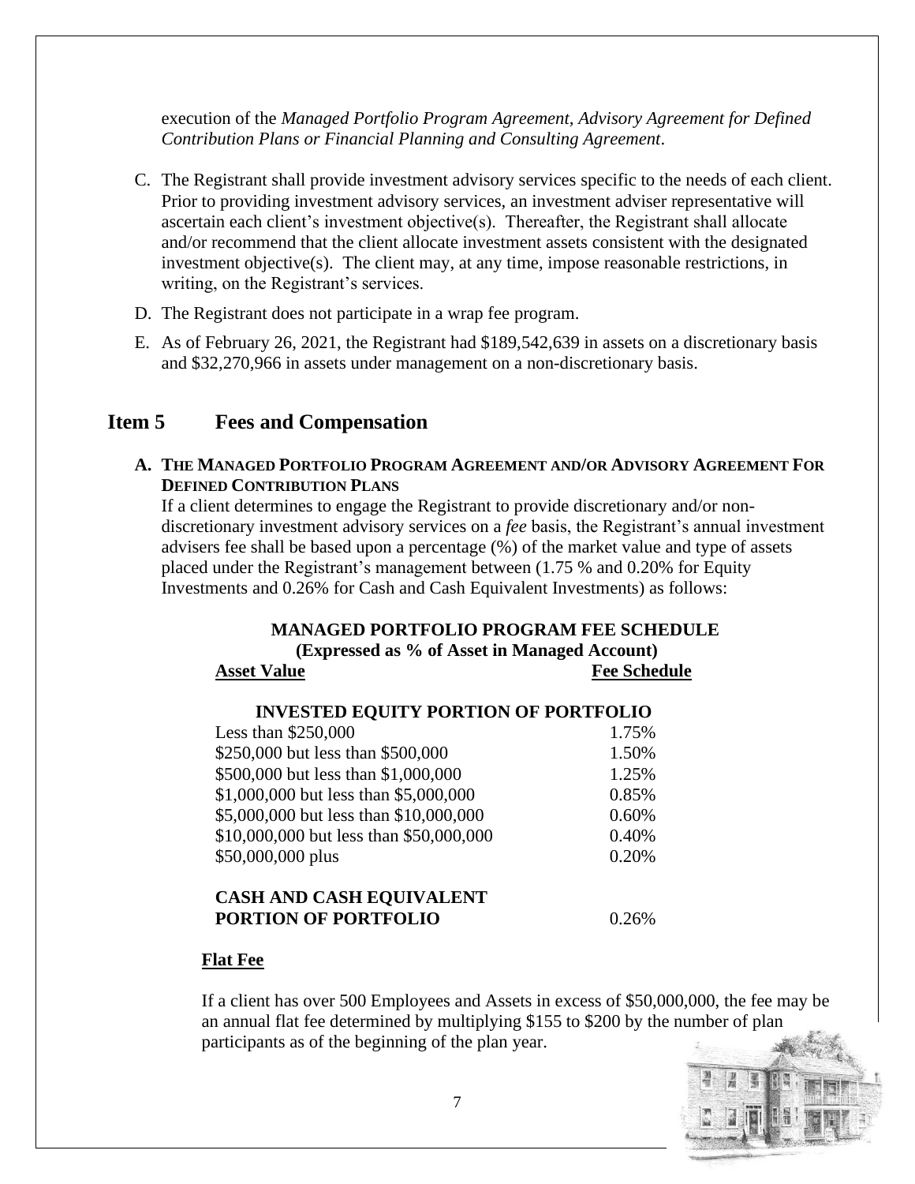execution of the *Managed Portfolio Program Agreement, Advisory Agreement for Defined Contribution Plans or Financial Planning and Consulting Agreement*.

C. The Registrant shall provide investment advisory services specific to the needs of each client. Prior to providing investment advisory services, an investment adviser representative will ascertain each client's investment objective(s). Thereafter, the Registrant shall allocate and/or recommend that the client allocate investment assets consistent with the designated investment objective(s). The client may, at any time, impose reasonable restrictions, in writing, on the Registrant's services.

D. The Registrant does not participate in a wrap fee program.

E. As of February 26, 2021, the Registrant had $189,542,639 in assets on a discretionary basis and $32,270,966 in assets under management on a non-discretionary basis.

## Item 5 Fees and Compensation

**A. THE MANAGED PORTFOLIO PROGRAM AGREEMENT AND/OR ADVISORY AGREEMENT FOR DEFINED CONTRIBUTION PLANS**

If a client determines to engage the Registrant to provide discretionary and/or non-discretionary investment advisory services on a *fee* basis, the Registrant's annual investment advisers fee shall be based upon a percentage (%) of the market value and type of assets placed under the Registrant's management between (1.75 % and 0.20% for Equity Investments and 0.26% for Cash and Cash Equivalent Investments) as follows:

**MANAGED PORTFOLIO PROGRAM FEE SCHEDULE**
**(Expressed as % of Asset in Managed Account)**

| Asset Value | Fee Schedule |
|---|---|
| **INVESTED EQUITY PORTION OF PORTFOLIO** | |
| Less than $250,000 | 1.75% |
| $250,000 but less than $500,000 | 1.50% |
| $500,000 but less than $1,000,000 | 1.25% |
| $1,000,000 but less than $5,000,000 | 0.85% |
| $5,000,000 but less than $10,000,000 | 0.60% |
| $10,000,000 but less than $50,000,000 | 0.40% |
| $50,000,000 plus | 0.20% |
| **CASH AND CASH EQUIVALENT PORTION OF PORTFOLIO** | 0.26% |

**Flat Fee**

If a client has over 500 Employees and Assets in excess of $50,000,000, the fee may be an annual flat fee determined by multiplying $155 to $200 by the number of plan participants as of the beginning of the plan year.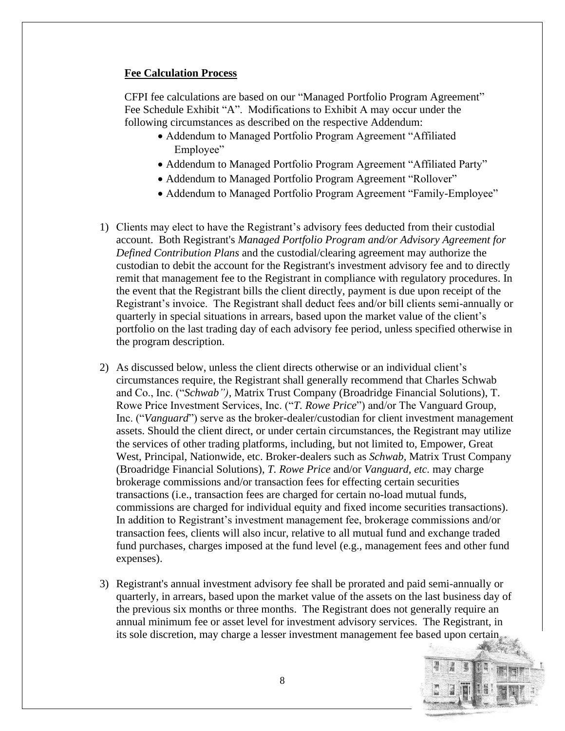**Fee Calculation Process**

CFPI fee calculations are based on our "Managed Portfolio Program Agreement" Fee Schedule Exhibit "A". Modifications to Exhibit A may occur under the following circumstances as described on the respective Addendum:

- Addendum to Managed Portfolio Program Agreement "Affiliated Employee"
- Addendum to Managed Portfolio Program Agreement "Affiliated Party"
- Addendum to Managed Portfolio Program Agreement "Rollover"
- Addendum to Managed Portfolio Program Agreement "Family-Employee"

1) Clients may elect to have the Registrant's advisory fees deducted from their custodial account. Both Registrant's *Managed Portfolio Program and/or Advisory Agreement for Defined Contribution Plans* and the custodial/clearing agreement may authorize the custodian to debit the account for the Registrant's investment advisory fee and to directly remit that management fee to the Registrant in compliance with regulatory procedures. In the event that the Registrant bills the client directly, payment is due upon receipt of the Registrant's invoice. The Registrant shall deduct fees and/or bill clients semi-annually or quarterly in special situations in arrears, based upon the market value of the client's portfolio on the last trading day of each advisory fee period, unless specified otherwise in the program description.

2) As discussed below, unless the client directs otherwise or an individual client's circumstances require, the Registrant shall generally recommend that Charles Schwab and Co., Inc. ("*Schwab")*, Matrix Trust Company (Broadridge Financial Solutions), T. Rowe Price Investment Services, Inc. ("*T. Rowe Price*") and/or The Vanguard Group, Inc. ("*Vanguard*") serve as the broker-dealer/custodian for client investment management assets. Should the client direct, or under certain circumstances, the Registrant may utilize the services of other trading platforms, including, but not limited to, Empower, Great West, Principal, Nationwide, etc. Broker-dealers such as *Schwab,* Matrix Trust Company (Broadridge Financial Solutions), *T. Rowe Price* and/or *Vanguard, etc.* may charge brokerage commissions and/or transaction fees for effecting certain securities transactions (i.e., transaction fees are charged for certain no-load mutual funds, commissions are charged for individual equity and fixed income securities transactions). In addition to Registrant's investment management fee, brokerage commissions and/or transaction fees, clients will also incur, relative to all mutual fund and exchange traded fund purchases, charges imposed at the fund level (e.g., management fees and other fund expenses).

3) Registrant's annual investment advisory fee shall be prorated and paid semi-annually or quarterly, in arrears, based upon the market value of the assets on the last business day of the previous six months or three months. The Registrant does not generally require an annual minimum fee or asset level for investment advisory services. The Registrant, in its sole discretion, may charge a lesser investment management fee based upon certain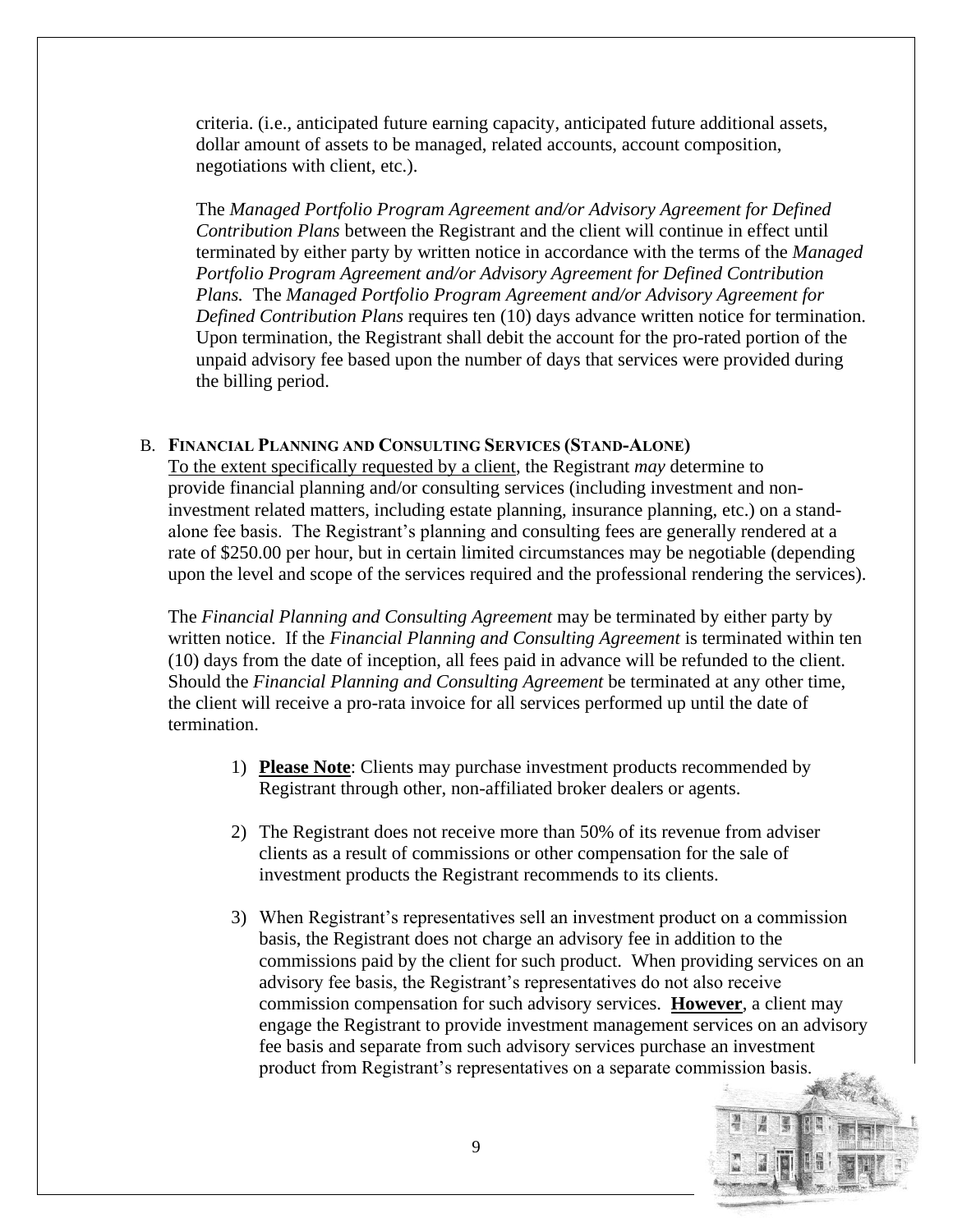criteria. (i.e., anticipated future earning capacity, anticipated future additional assets, dollar amount of assets to be managed, related accounts, account composition, negotiations with client, etc.).

The *Managed Portfolio Program Agreement and/or Advisory Agreement for Defined Contribution Plans* between the Registrant and the client will continue in effect until terminated by either party by written notice in accordance with the terms of the *Managed Portfolio Program Agreement and/or Advisory Agreement for Defined Contribution Plans.* The *Managed Portfolio Program Agreement and/or Advisory Agreement for Defined Contribution Plans* requires ten (10) days advance written notice for termination. Upon termination, the Registrant shall debit the account for the pro-rated portion of the unpaid advisory fee based upon the number of days that services were provided during the billing period.

B. **FINANCIAL PLANNING AND CONSULTING SERVICES (STAND-ALONE)**

To the extent specifically requested by a client, the Registrant *may* determine to provide financial planning and/or consulting services (including investment and non-investment related matters, including estate planning, insurance planning, etc.) on a stand-alone fee basis. The Registrant's planning and consulting fees are generally rendered at a rate of $250.00 per hour, but in certain limited circumstances may be negotiable (depending upon the level and scope of the services required and the professional rendering the services).

The *Financial Planning and Consulting Agreement* may be terminated by either party by written notice. If the *Financial Planning and Consulting Agreement* is terminated within ten (10) days from the date of inception, all fees paid in advance will be refunded to the client. Should the *Financial Planning and Consulting Agreement* be terminated at any other time, the client will receive a pro-rata invoice for all services performed up until the date of termination.

1) **Please Note**: Clients may purchase investment products recommended by Registrant through other, non-affiliated broker dealers or agents.

2) The Registrant does not receive more than 50% of its revenue from adviser clients as a result of commissions or other compensation for the sale of investment products the Registrant recommends to its clients.

3) When Registrant's representatives sell an investment product on a commission basis, the Registrant does not charge an advisory fee in addition to the commissions paid by the client for such product. When providing services on an advisory fee basis, the Registrant's representatives do not also receive commission compensation for such advisory services. **However**, a client may engage the Registrant to provide investment management services on an advisory fee basis and separate from such advisory services purchase an investment product from Registrant's representatives on a separate commission basis.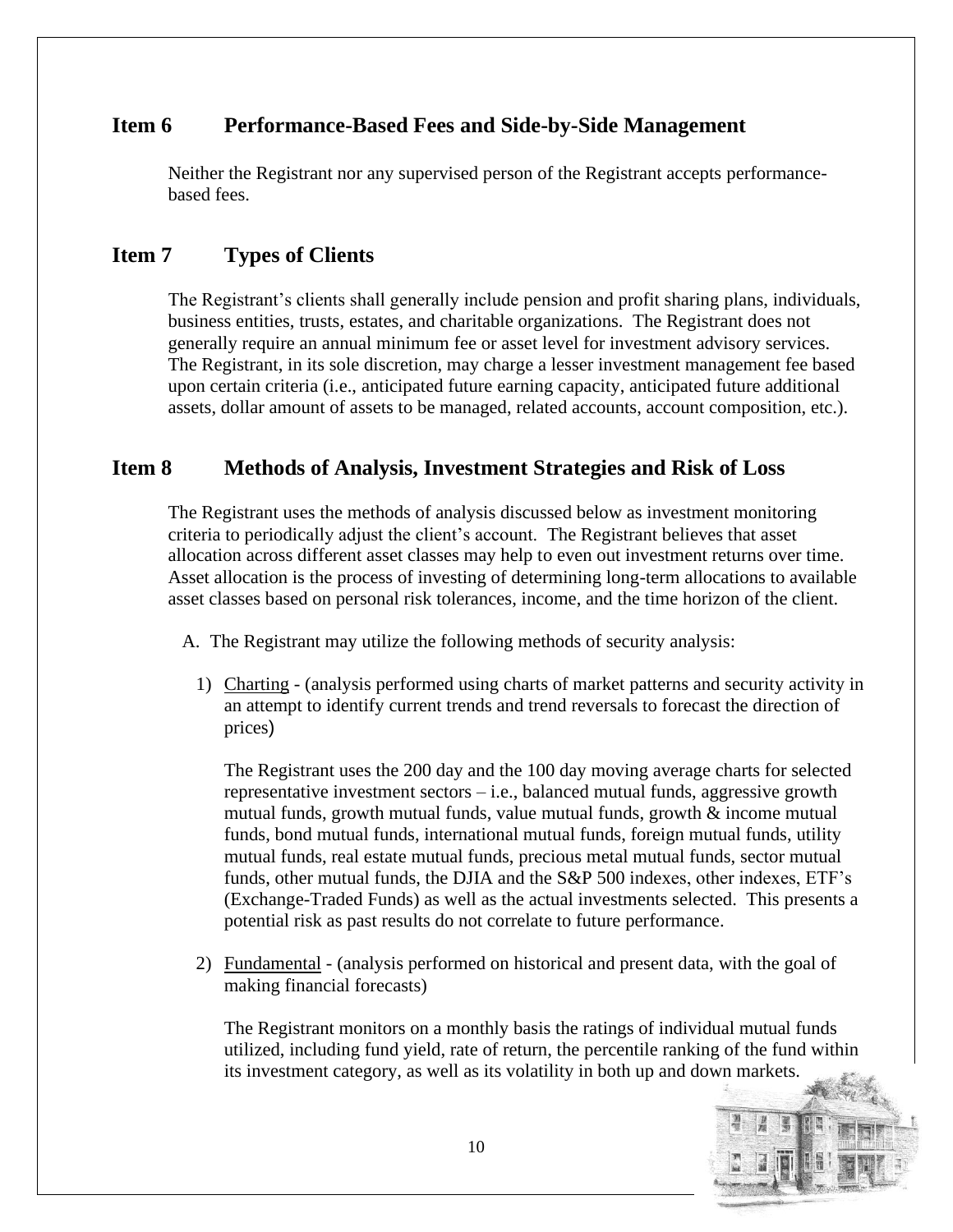## Item 6 Performance-Based Fees and Side-by-Side Management

Neither the Registrant nor any supervised person of the Registrant accepts performance-based fees.

## Item 7 Types of Clients

The Registrant's clients shall generally include pension and profit sharing plans, individuals, business entities, trusts, estates, and charitable organizations. The Registrant does not generally require an annual minimum fee or asset level for investment advisory services. The Registrant, in its sole discretion, may charge a lesser investment management fee based upon certain criteria (i.e., anticipated future earning capacity, anticipated future additional assets, dollar amount of assets to be managed, related accounts, account composition, etc.).

## Item 8 Methods of Analysis, Investment Strategies and Risk of Loss

The Registrant uses the methods of analysis discussed below as investment monitoring criteria to periodically adjust the client's account. The Registrant believes that asset allocation across different asset classes may help to even out investment returns over time. Asset allocation is the process of investing of determining long-term allocations to available asset classes based on personal risk tolerances, income, and the time horizon of the client.

A. The Registrant may utilize the following methods of security analysis:

1) Charting - (analysis performed using charts of market patterns and security activity in an attempt to identify current trends and trend reversals to forecast the direction of prices)

   The Registrant uses the 200 day and the 100 day moving average charts for selected representative investment sectors – i.e., balanced mutual funds, aggressive growth mutual funds, growth mutual funds, value mutual funds, growth & income mutual funds, bond mutual funds, international mutual funds, foreign mutual funds, utility mutual funds, real estate mutual funds, precious metal mutual funds, sector mutual funds, other mutual funds, the DJIA and the S&P 500 indexes, other indexes, ETF's (Exchange-Traded Funds) as well as the actual investments selected. This presents a potential risk as past results do not correlate to future performance.

2) Fundamental - (analysis performed on historical and present data, with the goal of making financial forecasts)

   The Registrant monitors on a monthly basis the ratings of individual mutual funds utilized, including fund yield, rate of return, the percentile ranking of the fund within its investment category, as well as its volatility in both up and down markets.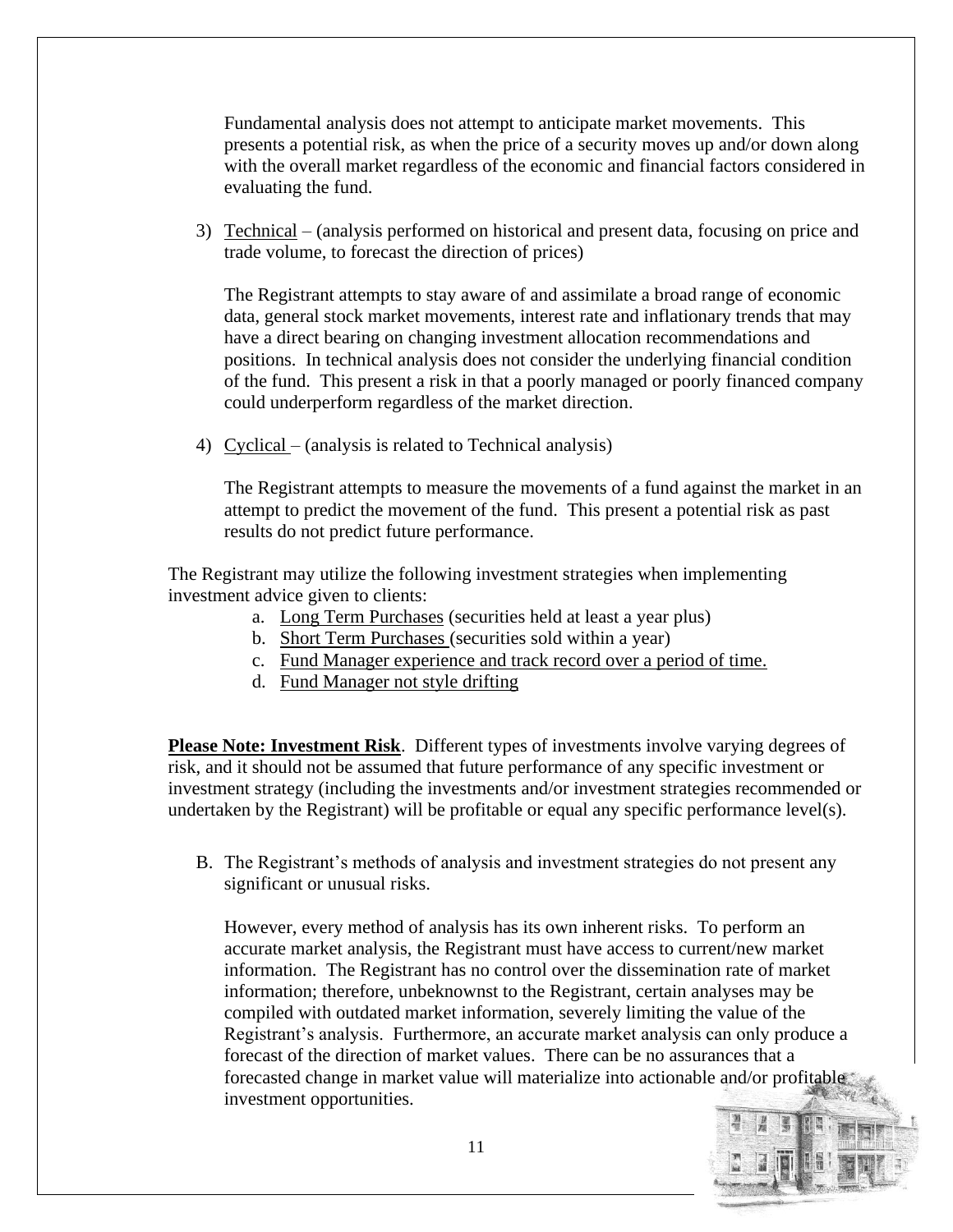Fundamental analysis does not attempt to anticipate market movements. This presents a potential risk, as when the price of a security moves up and/or down along with the overall market regardless of the economic and financial factors considered in evaluating the fund.

3) Technical – (analysis performed on historical and present data, focusing on price and trade volume, to forecast the direction of prices)

   The Registrant attempts to stay aware of and assimilate a broad range of economic data, general stock market movements, interest rate and inflationary trends that may have a direct bearing on changing investment allocation recommendations and positions. In technical analysis does not consider the underlying financial condition of the fund. This present a risk in that a poorly managed or poorly financed company could underperform regardless of the market direction.

4) Cyclical – (analysis is related to Technical analysis)

   The Registrant attempts to measure the movements of a fund against the market in an attempt to predict the movement of the fund. This present a potential risk as past results do not predict future performance.

The Registrant may utilize the following investment strategies when implementing investment advice given to clients:

a. Long Term Purchases (securities held at least a year plus)
b. Short Term Purchases (securities sold within a year)
c. Fund Manager experience and track record over a period of time.
d. Fund Manager not style drifting

**Please Note: Investment Risk**. Different types of investments involve varying degrees of risk, and it should not be assumed that future performance of any specific investment or investment strategy (including the investments and/or investment strategies recommended or undertaken by the Registrant) will be profitable or equal any specific performance level(s).

B. The Registrant's methods of analysis and investment strategies do not present any significant or unusual risks.

   However, every method of analysis has its own inherent risks. To perform an accurate market analysis, the Registrant must have access to current/new market information. The Registrant has no control over the dissemination rate of market information; therefore, unbeknownst to the Registrant, certain analyses may be compiled with outdated market information, severely limiting the value of the Registrant's analysis. Furthermore, an accurate market analysis can only produce a forecast of the direction of market values. There can be no assurances that a forecasted change in market value will materialize into actionable and/or profitable investment opportunities.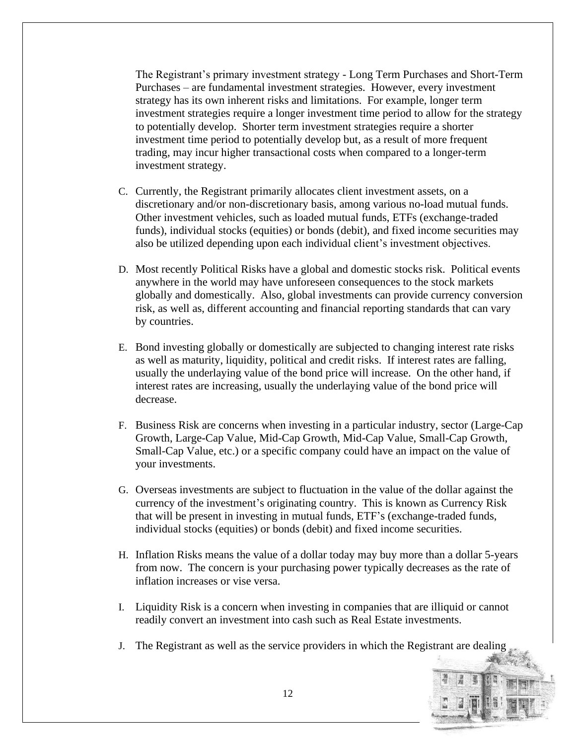The Registrant's primary investment strategy - Long Term Purchases and Short-Term Purchases – are fundamental investment strategies. However, every investment strategy has its own inherent risks and limitations. For example, longer term investment strategies require a longer investment time period to allow for the strategy to potentially develop. Shorter term investment strategies require a shorter investment time period to potentially develop but, as a result of more frequent trading, may incur higher transactional costs when compared to a longer-term investment strategy.

C. Currently, the Registrant primarily allocates client investment assets, on a discretionary and/or non-discretionary basis, among various no-load mutual funds. Other investment vehicles, such as loaded mutual funds, ETFs (exchange-traded funds), individual stocks (equities) or bonds (debit), and fixed income securities may also be utilized depending upon each individual client's investment objectives.

D. Most recently Political Risks have a global and domestic stocks risk. Political events anywhere in the world may have unforeseen consequences to the stock markets globally and domestically. Also, global investments can provide currency conversion risk, as well as, different accounting and financial reporting standards that can vary by countries.

E. Bond investing globally or domestically are subjected to changing interest rate risks as well as maturity, liquidity, political and credit risks. If interest rates are falling, usually the underlaying value of the bond price will increase. On the other hand, if interest rates are increasing, usually the underlaying value of the bond price will decrease.

F. Business Risk are concerns when investing in a particular industry, sector (Large-Cap Growth, Large-Cap Value, Mid-Cap Growth, Mid-Cap Value, Small-Cap Growth, Small-Cap Value, etc.) or a specific company could have an impact on the value of your investments.

G. Overseas investments are subject to fluctuation in the value of the dollar against the currency of the investment's originating country. This is known as Currency Risk that will be present in investing in mutual funds, ETF's (exchange-traded funds, individual stocks (equities) or bonds (debit) and fixed income securities.

H. Inflation Risks means the value of a dollar today may buy more than a dollar 5-years from now. The concern is your purchasing power typically decreases as the rate of inflation increases or vise versa.

I. Liquidity Risk is a concern when investing in companies that are illiquid or cannot readily convert an investment into cash such as Real Estate investments.

J. The Registrant as well as the service providers in which the Registrant are dealing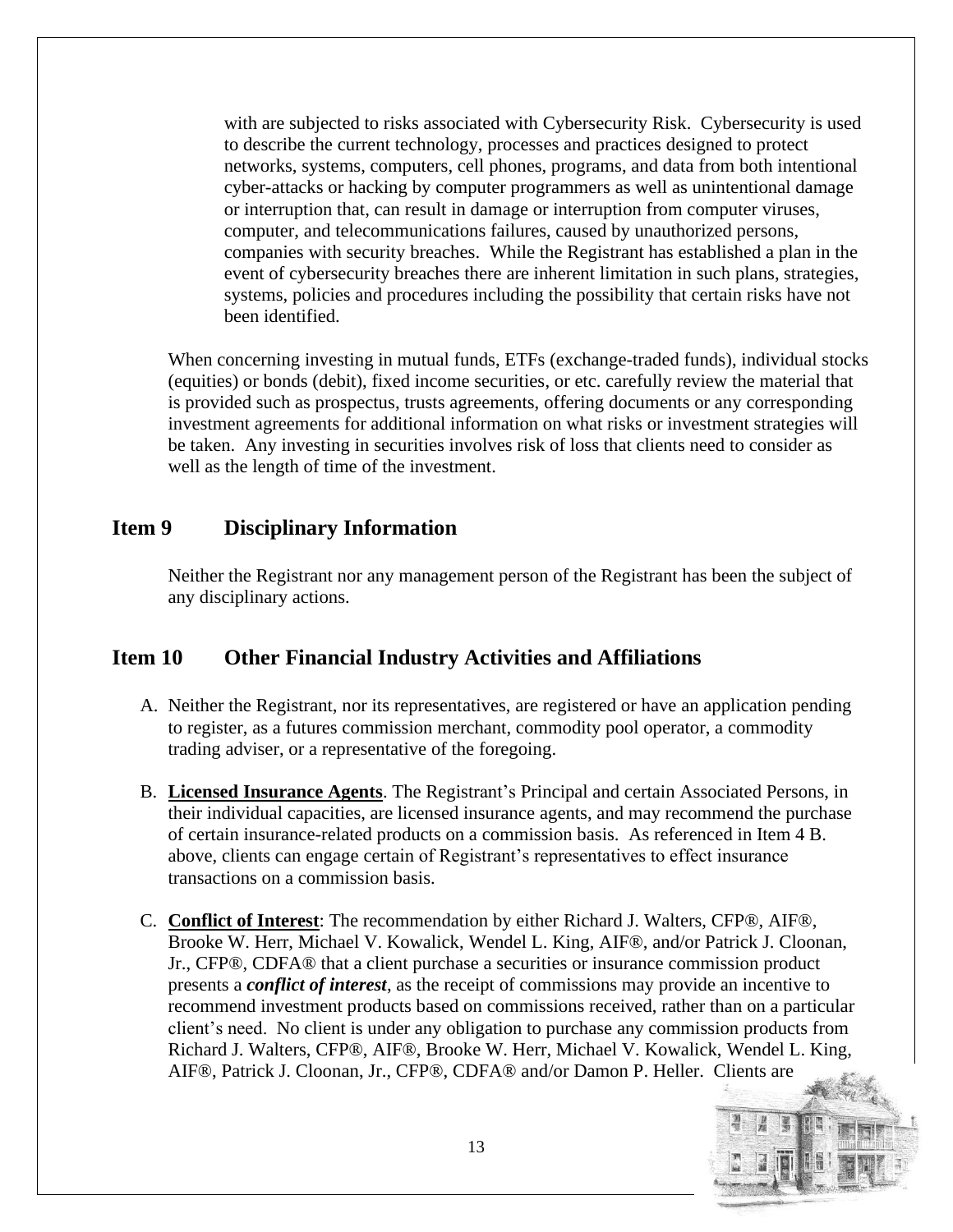with are subjected to risks associated with Cybersecurity Risk. Cybersecurity is used to describe the current technology, processes and practices designed to protect networks, systems, computers, cell phones, programs, and data from both intentional cyber-attacks or hacking by computer programmers as well as unintentional damage or interruption that, can result in damage or interruption from computer viruses, computer, and telecommunications failures, caused by unauthorized persons, companies with security breaches. While the Registrant has established a plan in the event of cybersecurity breaches there are inherent limitation in such plans, strategies, systems, policies and procedures including the possibility that certain risks have not been identified.

When concerning investing in mutual funds, ETFs (exchange-traded funds), individual stocks (equities) or bonds (debit), fixed income securities, or etc. carefully review the material that is provided such as prospectus, trusts agreements, offering documents or any corresponding investment agreements for additional information on what risks or investment strategies will be taken. Any investing in securities involves risk of loss that clients need to consider as well as the length of time of the investment.

## Item 9 Disciplinary Information

Neither the Registrant nor any management person of the Registrant has been the subject of any disciplinary actions.

## Item 10 Other Financial Industry Activities and Affiliations

A. Neither the Registrant, nor its representatives, are registered or have an application pending to register, as a futures commission merchant, commodity pool operator, a commodity trading adviser, or a representative of the foregoing.

B. **Licensed Insurance Agents**. The Registrant's Principal and certain Associated Persons, in their individual capacities, are licensed insurance agents, and may recommend the purchase of certain insurance-related products on a commission basis. As referenced in Item 4 B. above, clients can engage certain of Registrant's representatives to effect insurance transactions on a commission basis.

C. **Conflict of Interest**: The recommendation by either Richard J. Walters, CFP®, AIF®, Brooke W. Herr, Michael V. Kowalick, Wendel L. King, AIF®, and/or Patrick J. Cloonan, Jr., CFP®, CDFA® that a client purchase a securities or insurance commission product presents a ***conflict of interest***, as the receipt of commissions may provide an incentive to recommend investment products based on commissions received, rather than on a particular client's need. No client is under any obligation to purchase any commission products from Richard J. Walters, CFP®, AIF®, Brooke W. Herr, Michael V. Kowalick, Wendel L. King, AIF®, Patrick J. Cloonan, Jr., CFP®, CDFA® and/or Damon P. Heller. Clients are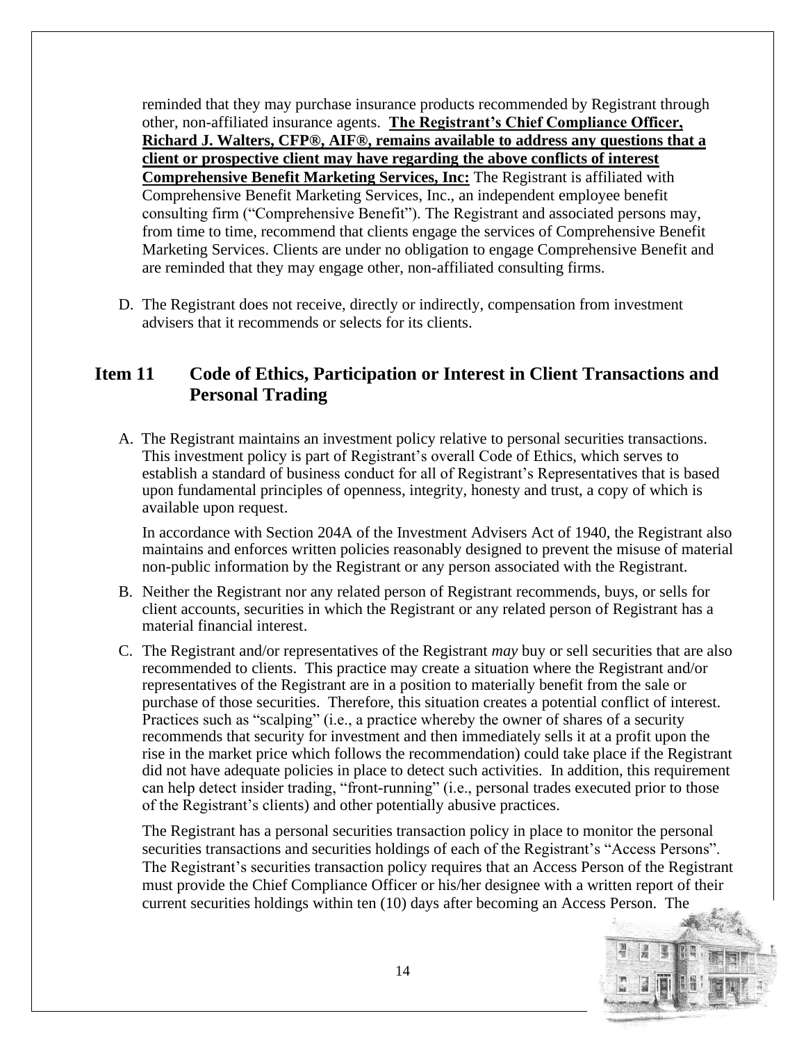reminded that they may purchase insurance products recommended by Registrant through other, non-affiliated insurance agents. **The Registrant's Chief Compliance Officer, Richard J. Walters, CFP®, AIF®, remains available to address any questions that a client or prospective client may have regarding the above conflicts of interest**

**Comprehensive Benefit Marketing Services, Inc:** The Registrant is affiliated with Comprehensive Benefit Marketing Services, Inc., an independent employee benefit consulting firm ("Comprehensive Benefit"). The Registrant and associated persons may, from time to time, recommend that clients engage the services of Comprehensive Benefit Marketing Services. Clients are under no obligation to engage Comprehensive Benefit and are reminded that they may engage other, non-affiliated consulting firms.

D. The Registrant does not receive, directly or indirectly, compensation from investment advisers that it recommends or selects for its clients.

## Item 11 Code of Ethics, Participation or Interest in Client Transactions and Personal Trading

A. The Registrant maintains an investment policy relative to personal securities transactions. This investment policy is part of Registrant's overall Code of Ethics, which serves to establish a standard of business conduct for all of Registrant's Representatives that is based upon fundamental principles of openness, integrity, honesty and trust, a copy of which is available upon request.

In accordance with Section 204A of the Investment Advisers Act of 1940, the Registrant also maintains and enforces written policies reasonably designed to prevent the misuse of material non-public information by the Registrant or any person associated with the Registrant.

B. Neither the Registrant nor any related person of Registrant recommends, buys, or sells for client accounts, securities in which the Registrant or any related person of Registrant has a material financial interest.

C. The Registrant and/or representatives of the Registrant *may* buy or sell securities that are also recommended to clients. This practice may create a situation where the Registrant and/or representatives of the Registrant are in a position to materially benefit from the sale or purchase of those securities. Therefore, this situation creates a potential conflict of interest. Practices such as "scalping" (i.e., a practice whereby the owner of shares of a security recommends that security for investment and then immediately sells it at a profit upon the rise in the market price which follows the recommendation) could take place if the Registrant did not have adequate policies in place to detect such activities. In addition, this requirement can help detect insider trading, "front-running" (i.e., personal trades executed prior to those of the Registrant's clients) and other potentially abusive practices.

The Registrant has a personal securities transaction policy in place to monitor the personal securities transactions and securities holdings of each of the Registrant's "Access Persons". The Registrant's securities transaction policy requires that an Access Person of the Registrant must provide the Chief Compliance Officer or his/her designee with a written report of their current securities holdings within ten (10) days after becoming an Access Person. The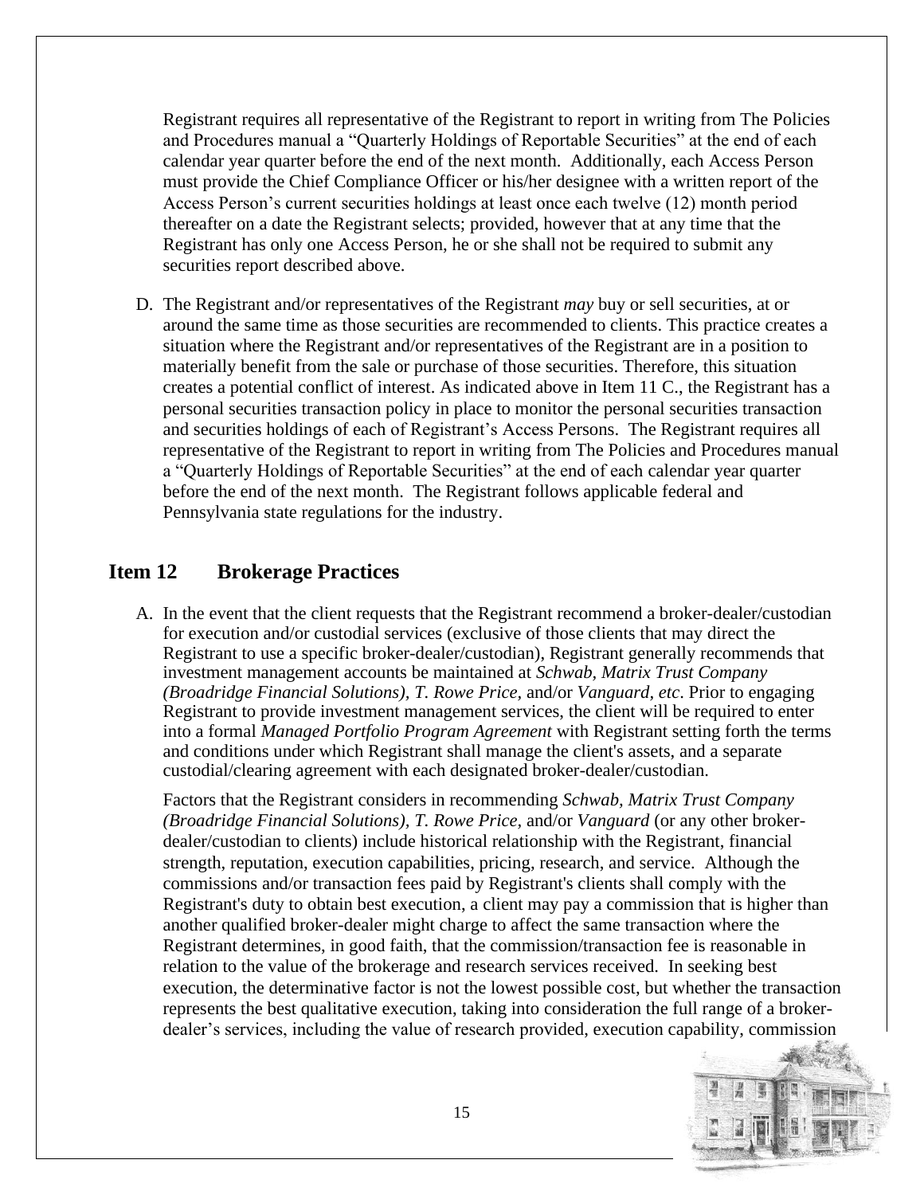Registrant requires all representative of the Registrant to report in writing from The Policies and Procedures manual a "Quarterly Holdings of Reportable Securities" at the end of each calendar year quarter before the end of the next month. Additionally, each Access Person must provide the Chief Compliance Officer or his/her designee with a written report of the Access Person's current securities holdings at least once each twelve (12) month period thereafter on a date the Registrant selects; provided, however that at any time that the Registrant has only one Access Person, he or she shall not be required to submit any securities report described above.

D. The Registrant and/or representatives of the Registrant *may* buy or sell securities, at or around the same time as those securities are recommended to clients. This practice creates a situation where the Registrant and/or representatives of the Registrant are in a position to materially benefit from the sale or purchase of those securities. Therefore, this situation creates a potential conflict of interest. As indicated above in Item 11 C., the Registrant has a personal securities transaction policy in place to monitor the personal securities transaction and securities holdings of each of Registrant's Access Persons. The Registrant requires all representative of the Registrant to report in writing from The Policies and Procedures manual a "Quarterly Holdings of Reportable Securities" at the end of each calendar year quarter before the end of the next month. The Registrant follows applicable federal and Pennsylvania state regulations for the industry.

## Item 12 Brokerage Practices

A. In the event that the client requests that the Registrant recommend a broker-dealer/custodian for execution and/or custodial services (exclusive of those clients that may direct the Registrant to use a specific broker-dealer/custodian), Registrant generally recommends that investment management accounts be maintained at *Schwab, Matrix Trust Company (Broadridge Financial Solutions), T. Rowe Price,* and/or *Vanguard, etc*. Prior to engaging Registrant to provide investment management services, the client will be required to enter into a formal *Managed Portfolio Program Agreement* with Registrant setting forth the terms and conditions under which Registrant shall manage the client's assets, and a separate custodial/clearing agreement with each designated broker-dealer/custodian.

Factors that the Registrant considers in recommending *Schwab, Matrix Trust Company (Broadridge Financial Solutions), T. Rowe Price,* and/or *Vanguard* (or any other broker-dealer/custodian to clients) include historical relationship with the Registrant, financial strength, reputation, execution capabilities, pricing, research, and service. Although the commissions and/or transaction fees paid by Registrant's clients shall comply with the Registrant's duty to obtain best execution, a client may pay a commission that is higher than another qualified broker-dealer might charge to affect the same transaction where the Registrant determines, in good faith, that the commission/transaction fee is reasonable in relation to the value of the brokerage and research services received. In seeking best execution, the determinative factor is not the lowest possible cost, but whether the transaction represents the best qualitative execution, taking into consideration the full range of a broker-dealer's services, including the value of research provided, execution capability, commission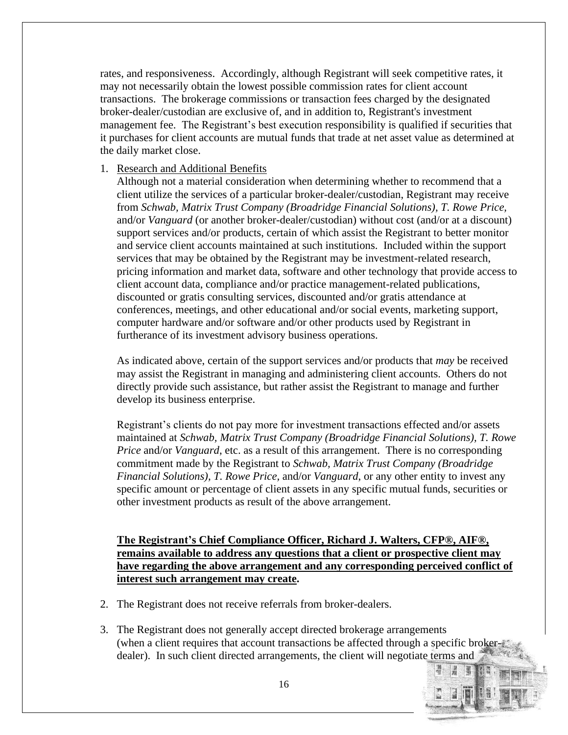rates, and responsiveness. Accordingly, although Registrant will seek competitive rates, it may not necessarily obtain the lowest possible commission rates for client account transactions. The brokerage commissions or transaction fees charged by the designated broker-dealer/custodian are exclusive of, and in addition to, Registrant's investment management fee. The Registrant's best execution responsibility is qualified if securities that it purchases for client accounts are mutual funds that trade at net asset value as determined at the daily market close.

1. Research and Additional Benefits

   Although not a material consideration when determining whether to recommend that a client utilize the services of a particular broker-dealer/custodian, Registrant may receive from *Schwab, Matrix Trust Company (Broadridge Financial Solutions), T. Rowe Price,* and/or *Vanguard* (or another broker-dealer/custodian) without cost (and/or at a discount) support services and/or products, certain of which assist the Registrant to better monitor and service client accounts maintained at such institutions. Included within the support services that may be obtained by the Registrant may be investment-related research, pricing information and market data, software and other technology that provide access to client account data, compliance and/or practice management-related publications, discounted or gratis consulting services, discounted and/or gratis attendance at conferences, meetings, and other educational and/or social events, marketing support, computer hardware and/or software and/or other products used by Registrant in furtherance of its investment advisory business operations.

   As indicated above, certain of the support services and/or products that *may* be received may assist the Registrant in managing and administering client accounts. Others do not directly provide such assistance, but rather assist the Registrant to manage and further develop its business enterprise.

   Registrant's clients do not pay more for investment transactions effected and/or assets maintained at *Schwab, Matrix Trust Company (Broadridge Financial Solutions), T. Rowe Price* and/or *Vanguard*, etc. as a result of this arrangement. There is no corresponding commitment made by the Registrant to *Schwab, Matrix Trust Company (Broadridge Financial Solutions), T. Rowe Price,* and/or *Vanguard*, or any other entity to invest any specific amount or percentage of client assets in any specific mutual funds, securities or other investment products as result of the above arrangement.

   **The Registrant's Chief Compliance Officer, Richard J. Walters, CFP®, AIF®, remains available to address any questions that a client or prospective client may have regarding the above arrangement and any corresponding perceived conflict of interest such arrangement may create.**

2. The Registrant does not receive referrals from broker-dealers.

3. The Registrant does not generally accept directed brokerage arrangements (when a client requires that account transactions be affected through a specific broker-dealer). In such client directed arrangements, the client will negotiate terms and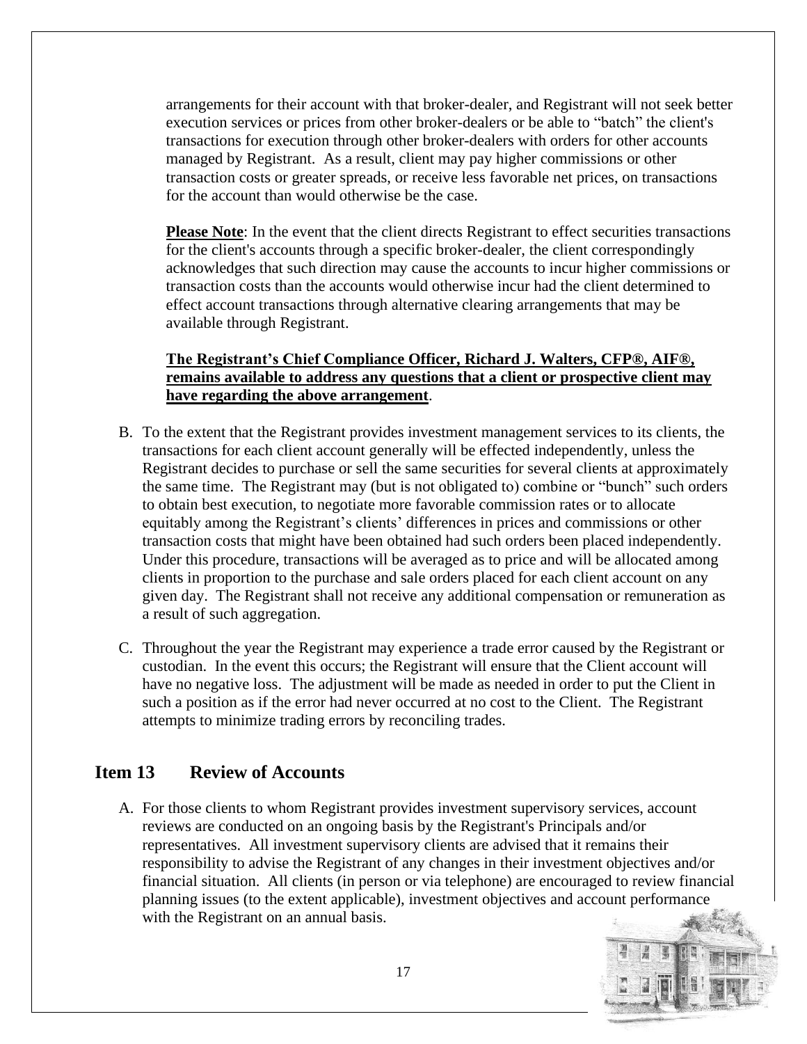arrangements for their account with that broker-dealer, and Registrant will not seek better execution services or prices from other broker-dealers or be able to "batch" the client's transactions for execution through other broker-dealers with orders for other accounts managed by Registrant. As a result, client may pay higher commissions or other transaction costs or greater spreads, or receive less favorable net prices, on transactions for the account than would otherwise be the case.

**Please Note**: In the event that the client directs Registrant to effect securities transactions for the client's accounts through a specific broker-dealer, the client correspondingly acknowledges that such direction may cause the accounts to incur higher commissions or transaction costs than the accounts would otherwise incur had the client determined to effect account transactions through alternative clearing arrangements that may be available through Registrant.

**The Registrant's Chief Compliance Officer, Richard J. Walters, CFP®, AIF®, remains available to address any questions that a client or prospective client may have regarding the above arrangement**.

B. To the extent that the Registrant provides investment management services to its clients, the transactions for each client account generally will be effected independently, unless the Registrant decides to purchase or sell the same securities for several clients at approximately the same time. The Registrant may (but is not obligated to) combine or "bunch" such orders to obtain best execution, to negotiate more favorable commission rates or to allocate equitably among the Registrant's clients' differences in prices and commissions or other transaction costs that might have been obtained had such orders been placed independently. Under this procedure, transactions will be averaged as to price and will be allocated among clients in proportion to the purchase and sale orders placed for each client account on any given day. The Registrant shall not receive any additional compensation or remuneration as a result of such aggregation.

C. Throughout the year the Registrant may experience a trade error caused by the Registrant or custodian. In the event this occurs; the Registrant will ensure that the Client account will have no negative loss. The adjustment will be made as needed in order to put the Client in such a position as if the error had never occurred at no cost to the Client. The Registrant attempts to minimize trading errors by reconciling trades.

## Item 13 Review of Accounts

A. For those clients to whom Registrant provides investment supervisory services, account reviews are conducted on an ongoing basis by the Registrant's Principals and/or representatives. All investment supervisory clients are advised that it remains their responsibility to advise the Registrant of any changes in their investment objectives and/or financial situation. All clients (in person or via telephone) are encouraged to review financial planning issues (to the extent applicable), investment objectives and account performance with the Registrant on an annual basis.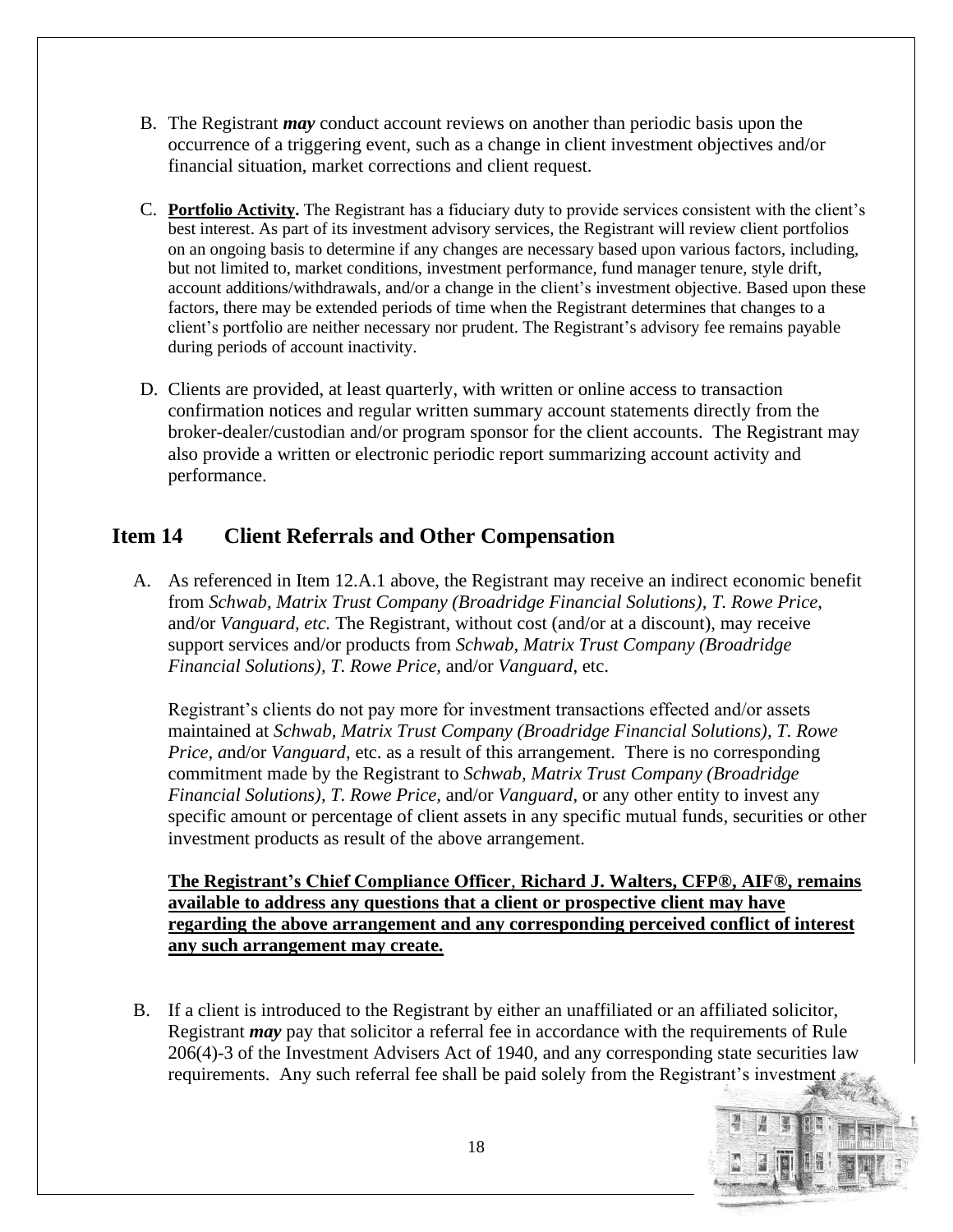B. The Registrant ***may*** conduct account reviews on another than periodic basis upon the occurrence of a triggering event, such as a change in client investment objectives and/or financial situation, market corrections and client request.

C. **Portfolio Activity.** The Registrant has a fiduciary duty to provide services consistent with the client's best interest. As part of its investment advisory services, the Registrant will review client portfolios on an ongoing basis to determine if any changes are necessary based upon various factors, including, but not limited to, market conditions, investment performance, fund manager tenure, style drift, account additions/withdrawals, and/or a change in the client's investment objective. Based upon these factors, there may be extended periods of time when the Registrant determines that changes to a client's portfolio are neither necessary nor prudent. The Registrant's advisory fee remains payable during periods of account inactivity.

D. Clients are provided, at least quarterly, with written or online access to transaction confirmation notices and regular written summary account statements directly from the broker-dealer/custodian and/or program sponsor for the client accounts. The Registrant may also provide a written or electronic periodic report summarizing account activity and performance.

## Item 14 Client Referrals and Other Compensation

A. As referenced in Item 12.A.1 above, the Registrant may receive an indirect economic benefit from *Schwab, Matrix Trust Company (Broadridge Financial Solutions), T. Rowe Price,* and/or *Vanguard, etc.* The Registrant, without cost (and/or at a discount), may receive support services and/or products from *Schwab, Matrix Trust Company (Broadridge Financial Solutions), T. Rowe Price,* and/or *Vanguard*, etc.

Registrant's clients do not pay more for investment transactions effected and/or assets maintained at *Schwab, Matrix Trust Company (Broadridge Financial Solutions), T. Rowe Price, a*nd/or *Vanguard*, etc. as a result of this arrangement. There is no corresponding commitment made by the Registrant to *Schwab, Matrix Trust Company (Broadridge Financial Solutions), T. Rowe Price,* and/or *Vanguard*, or any other entity to invest any specific amount or percentage of client assets in any specific mutual funds, securities or other investment products as result of the above arrangement.

**The Registrant's Chief Compliance Officer, Richard J. Walters, CFP®, AIF®, remains available to address any questions that a client or prospective client may have regarding the above arrangement and any corresponding perceived conflict of interest any such arrangement may create.**

B. If a client is introduced to the Registrant by either an unaffiliated or an affiliated solicitor, Registrant ***may*** pay that solicitor a referral fee in accordance with the requirements of Rule 206(4)-3 of the Investment Advisers Act of 1940, and any corresponding state securities law requirements. Any such referral fee shall be paid solely from the Registrant's investment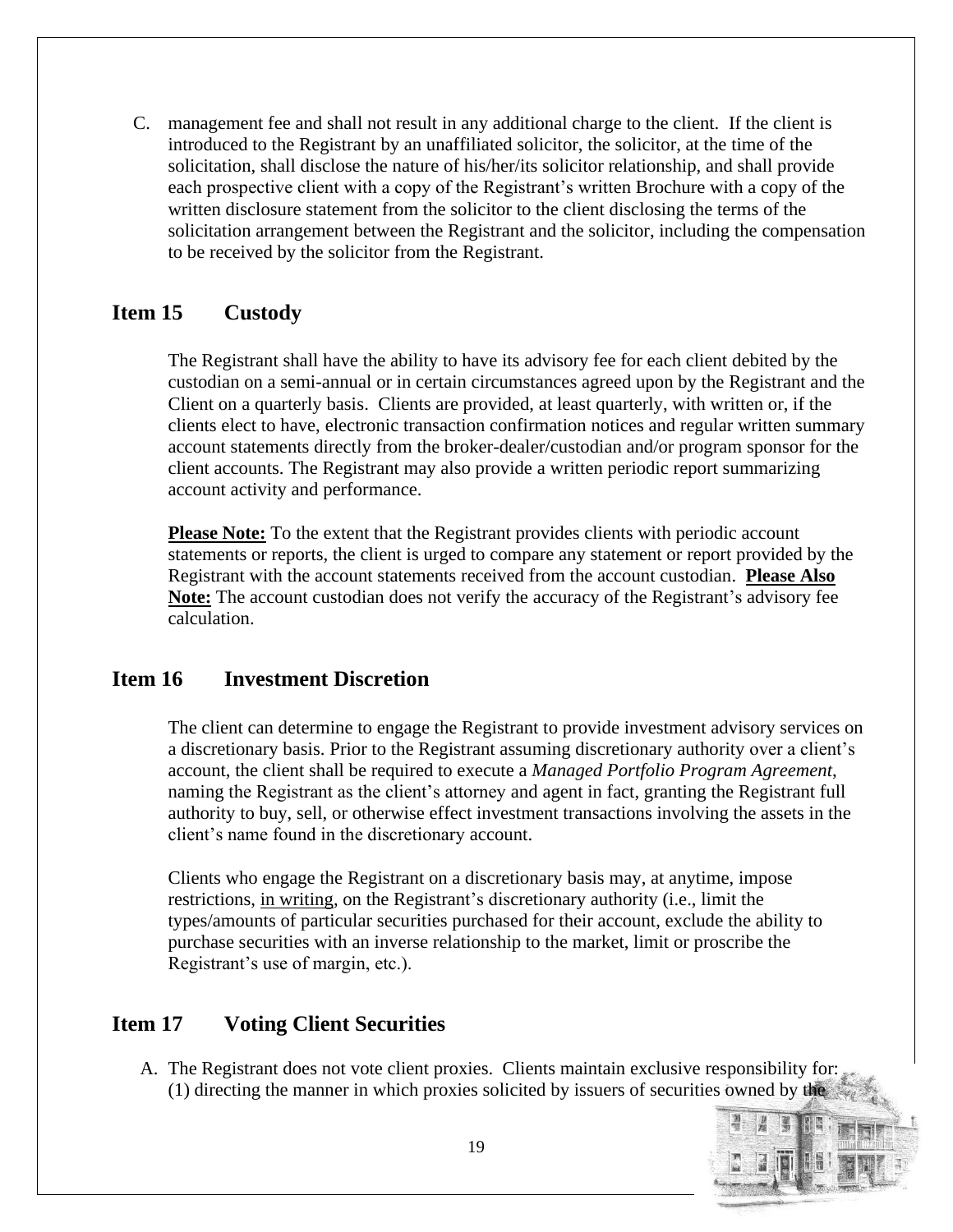C. management fee and shall not result in any additional charge to the client. If the client is introduced to the Registrant by an unaffiliated solicitor, the solicitor, at the time of the solicitation, shall disclose the nature of his/her/its solicitor relationship, and shall provide each prospective client with a copy of the Registrant's written Brochure with a copy of the written disclosure statement from the solicitor to the client disclosing the terms of the solicitation arrangement between the Registrant and the solicitor, including the compensation to be received by the solicitor from the Registrant.

## Item 15 Custody

The Registrant shall have the ability to have its advisory fee for each client debited by the custodian on a semi-annual or in certain circumstances agreed upon by the Registrant and the Client on a quarterly basis. Clients are provided, at least quarterly, with written or, if the clients elect to have, electronic transaction confirmation notices and regular written summary account statements directly from the broker-dealer/custodian and/or program sponsor for the client accounts. The Registrant may also provide a written periodic report summarizing account activity and performance.

**Please Note:** To the extent that the Registrant provides clients with periodic account statements or reports, the client is urged to compare any statement or report provided by the Registrant with the account statements received from the account custodian. **Please Also Note:** The account custodian does not verify the accuracy of the Registrant's advisory fee calculation.

## Item 16 Investment Discretion

The client can determine to engage the Registrant to provide investment advisory services on a discretionary basis. Prior to the Registrant assuming discretionary authority over a client's account, the client shall be required to execute a *Managed Portfolio Program Agreement*, naming the Registrant as the client's attorney and agent in fact, granting the Registrant full authority to buy, sell, or otherwise effect investment transactions involving the assets in the client's name found in the discretionary account.

Clients who engage the Registrant on a discretionary basis may, at anytime, impose restrictions, in writing, on the Registrant's discretionary authority (i.e., limit the types/amounts of particular securities purchased for their account, exclude the ability to purchase securities with an inverse relationship to the market, limit or proscribe the Registrant's use of margin, etc.).

## Item 17 Voting Client Securities

A. The Registrant does not vote client proxies. Clients maintain exclusive responsibility for: (1) directing the manner in which proxies solicited by issuers of securities owned by the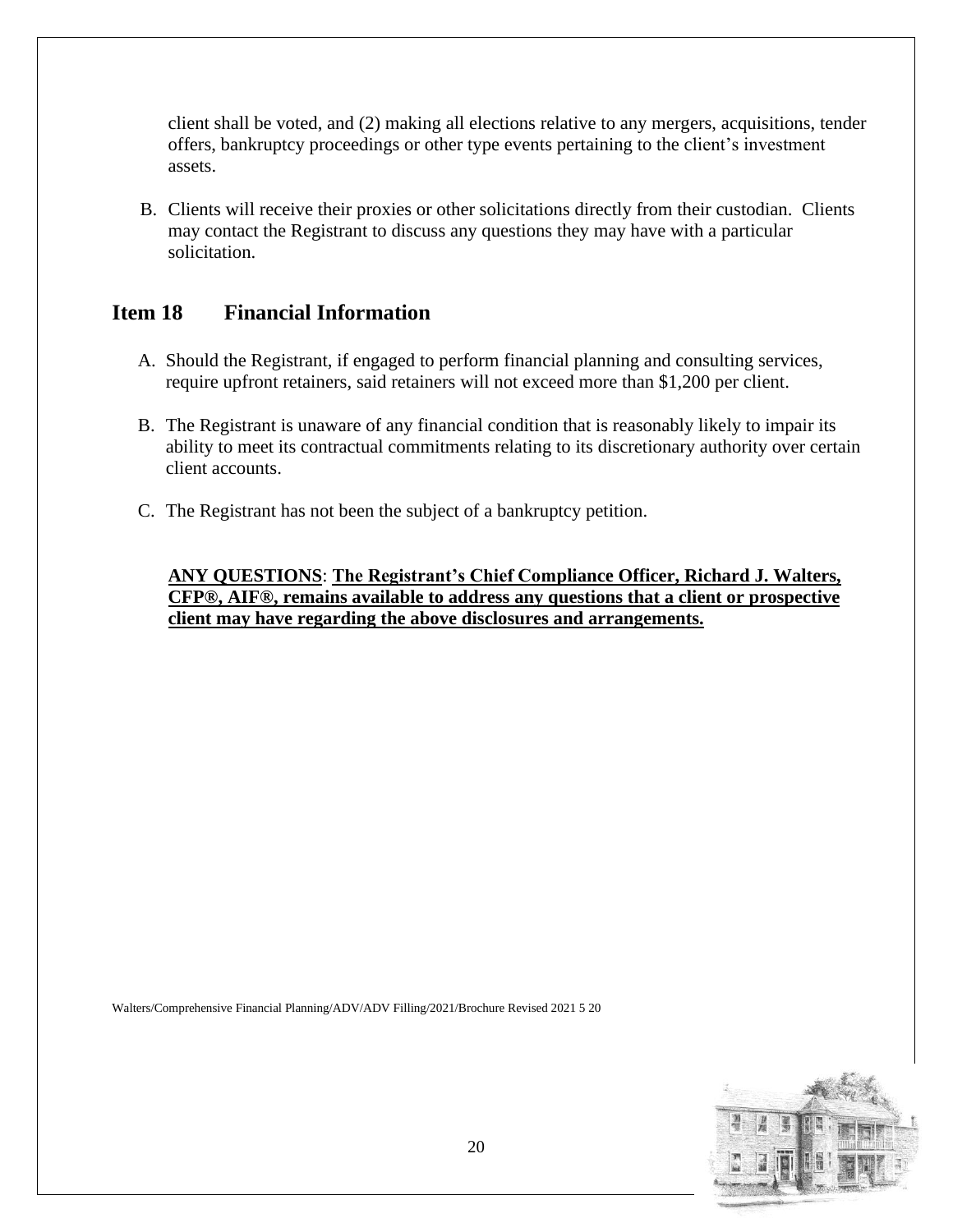client shall be voted, and (2) making all elections relative to any mergers, acquisitions, tender offers, bankruptcy proceedings or other type events pertaining to the client's investment assets.

B. Clients will receive their proxies or other solicitations directly from their custodian. Clients may contact the Registrant to discuss any questions they may have with a particular solicitation.

## Item 18 Financial Information

A. Should the Registrant, if engaged to perform financial planning and consulting services, require upfront retainers, said retainers will not exceed more than $1,200 per client.

B. The Registrant is unaware of any financial condition that is reasonably likely to impair its ability to meet its contractual commitments relating to its discretionary authority over certain client accounts.

C. The Registrant has not been the subject of a bankruptcy petition.

**ANY QUESTIONS**: **The Registrant's Chief Compliance Officer, Richard J. Walters, CFP®, AIF®, remains available to address any questions that a client or prospective client may have regarding the above disclosures and arrangements.**

Walters/Comprehensive Financial Planning/ADV/ADV Filling/2021/Brochure Revised 2021 5 20